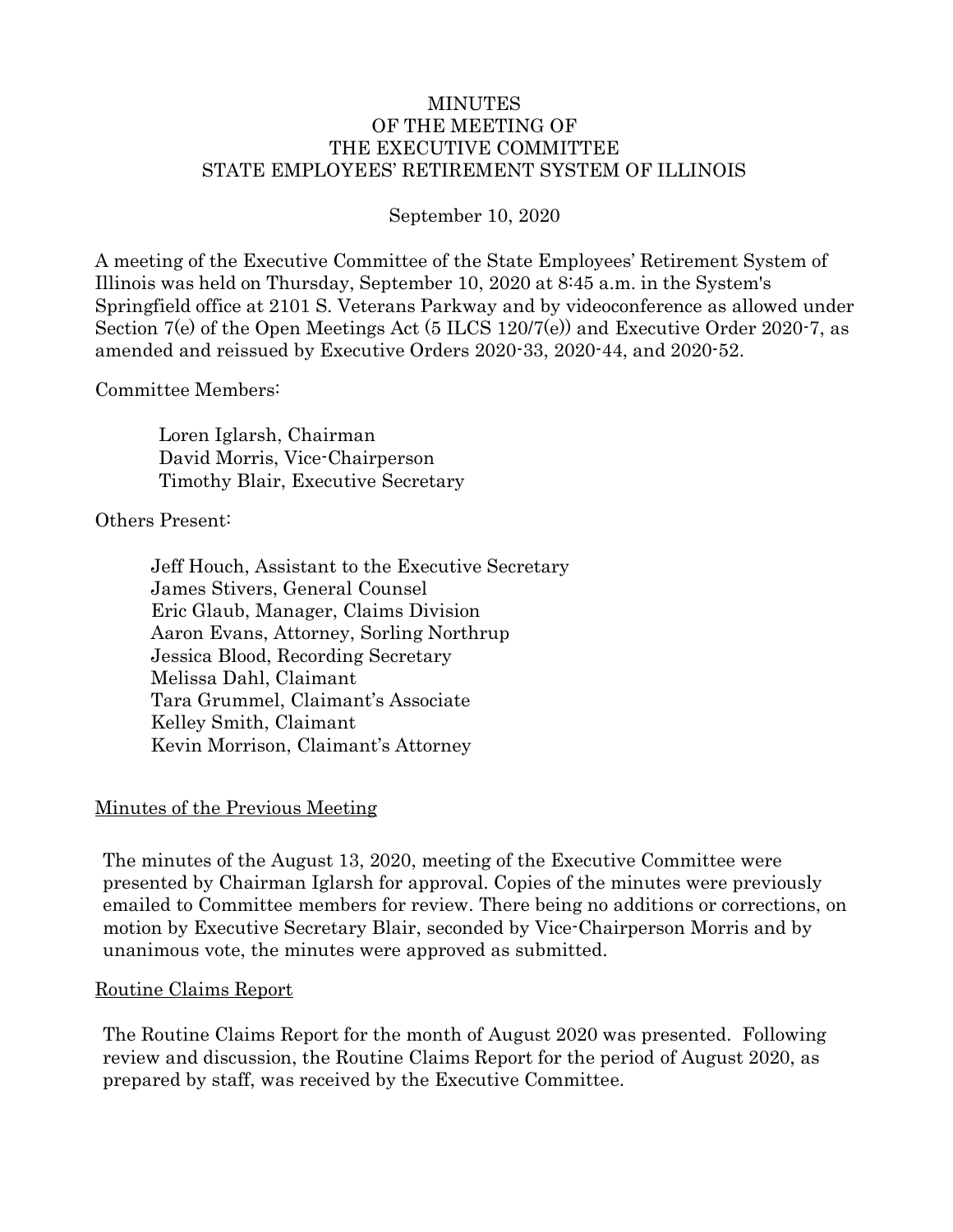# MINUTES
## OF THE MEETING OF
## THE EXECUTIVE COMMITTEE
## STATE EMPLOYEES' RETIREMENT SYSTEM OF ILLINOIS

September 10, 2020

A meeting of the Executive Committee of the State Employees' Retirement System of Illinois was held on Thursday, September 10, 2020 at 8:45 a.m. in the System's Springfield office at 2101 S. Veterans Parkway and by videoconference as allowed under Section 7(e) of the Open Meetings Act (5 ILCS 120/7(e)) and Executive Order 2020-7, as amended and reissued by Executive Orders 2020-33, 2020-44, and 2020-52.

Committee Members:

Loren Iglarsh, Chairman
David Morris, Vice-Chairperson
Timothy Blair, Executive Secretary

Others Present:

Jeff Houch, Assistant to the Executive Secretary
James Stivers, General Counsel
Eric Glaub, Manager, Claims Division
Aaron Evans, Attorney, Sorling Northrup
Jessica Blood, Recording Secretary
Melissa Dahl, Claimant
Tara Grummel, Claimant's Associate
Kelley Smith, Claimant
Kevin Morrison, Claimant's Attorney

## Minutes of the Previous Meeting

The minutes of the August 13, 2020, meeting of the Executive Committee were presented by Chairman Iglarsh for approval. Copies of the minutes were previously emailed to Committee members for review. There being no additions or corrections, on motion by Executive Secretary Blair, seconded by Vice-Chairperson Morris and by unanimous vote, the minutes were approved as submitted.

## Routine Claims Report

The Routine Claims Report for the month of August 2020 was presented. Following review and discussion, the Routine Claims Report for the period of August 2020, as prepared by staff, was received by the Executive Committee.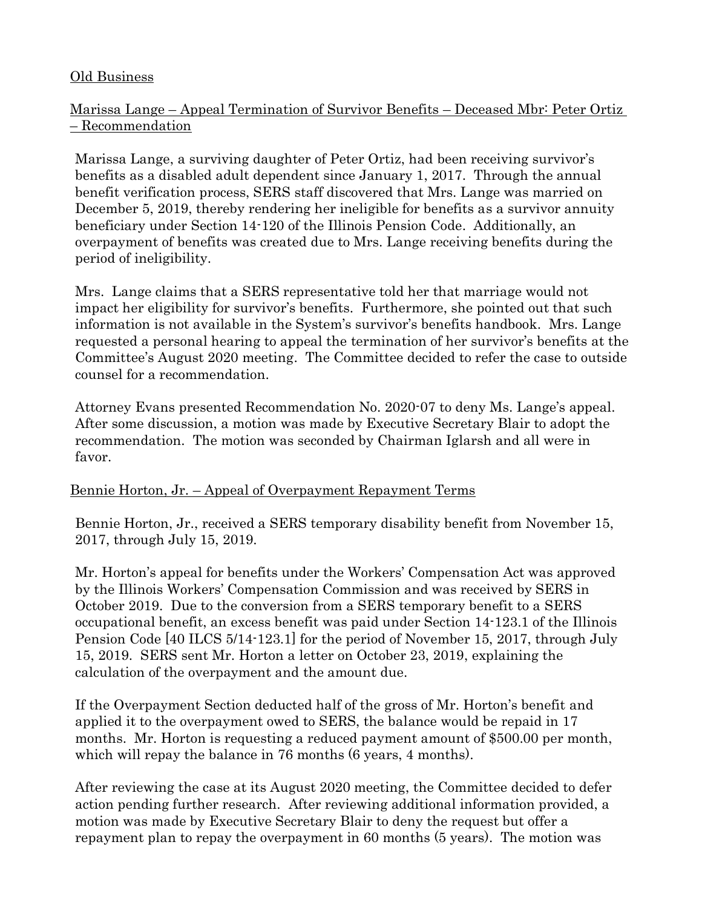Old Business

Marissa Lange – Appeal Termination of Survivor Benefits – Deceased Mbr: Peter Ortiz – Recommendation

Marissa Lange, a surviving daughter of Peter Ortiz, had been receiving survivor's benefits as a disabled adult dependent since January 1, 2017. Through the annual benefit verification process, SERS staff discovered that Mrs. Lange was married on December 5, 2019, thereby rendering her ineligible for benefits as a survivor annuity beneficiary under Section 14-120 of the Illinois Pension Code. Additionally, an overpayment of benefits was created due to Mrs. Lange receiving benefits during the period of ineligibility.

Mrs. Lange claims that a SERS representative told her that marriage would not impact her eligibility for survivor's benefits. Furthermore, she pointed out that such information is not available in the System's survivor's benefits handbook. Mrs. Lange requested a personal hearing to appeal the termination of her survivor's benefits at the Committee's August 2020 meeting. The Committee decided to refer the case to outside counsel for a recommendation.

Attorney Evans presented Recommendation No. 2020-07 to deny Ms. Lange's appeal. After some discussion, a motion was made by Executive Secretary Blair to adopt the recommendation. The motion was seconded by Chairman Iglarsh and all were in favor.

Bennie Horton, Jr. – Appeal of Overpayment Repayment Terms

Bennie Horton, Jr., received a SERS temporary disability benefit from November 15, 2017, through July 15, 2019.

Mr. Horton's appeal for benefits under the Workers' Compensation Act was approved by the Illinois Workers' Compensation Commission and was received by SERS in October 2019. Due to the conversion from a SERS temporary benefit to a SERS occupational benefit, an excess benefit was paid under Section 14-123.1 of the Illinois Pension Code [40 ILCS 5/14-123.1] for the period of November 15, 2017, through July 15, 2019. SERS sent Mr. Horton a letter on October 23, 2019, explaining the calculation of the overpayment and the amount due.

If the Overpayment Section deducted half of the gross of Mr. Horton's benefit and applied it to the overpayment owed to SERS, the balance would be repaid in 17 months. Mr. Horton is requesting a reduced payment amount of $500.00 per month, which will repay the balance in 76 months (6 years, 4 months).

After reviewing the case at its August 2020 meeting, the Committee decided to defer action pending further research. After reviewing additional information provided, a motion was made by Executive Secretary Blair to deny the request but offer a repayment plan to repay the overpayment in 60 months (5 years). The motion was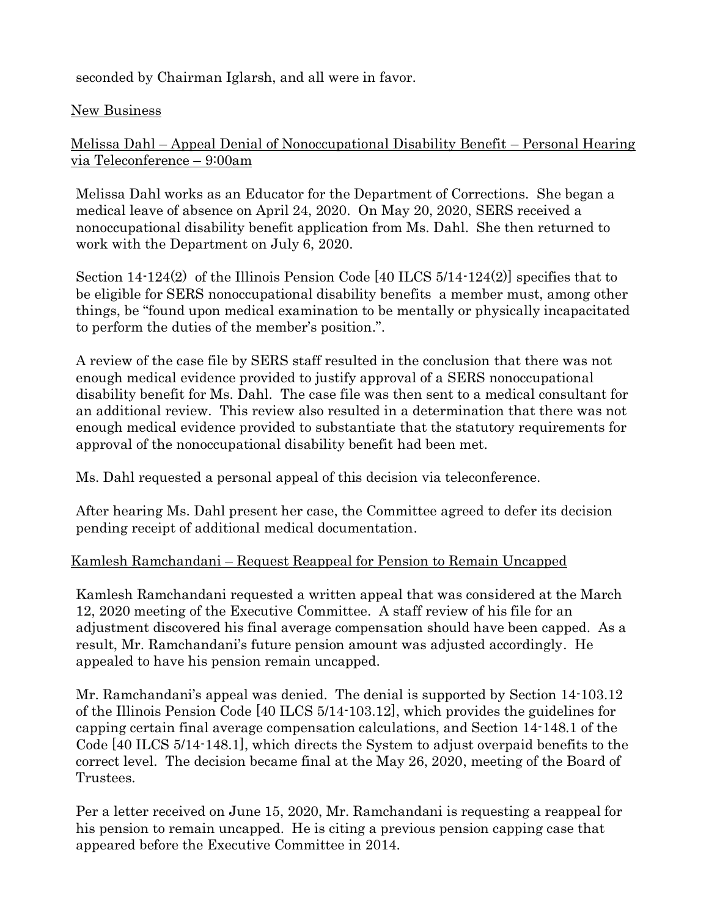seconded by Chairman Iglarsh, and all were in favor.

New Business

Melissa Dahl – Appeal Denial of Nonoccupational Disability Benefit – Personal Hearing via Teleconference – 9:00am

Melissa Dahl works as an Educator for the Department of Corrections. She began a medical leave of absence on April 24, 2020. On May 20, 2020, SERS received a nonoccupational disability benefit application from Ms. Dahl. She then returned to work with the Department on July 6, 2020.

Section 14-124(2) of the Illinois Pension Code [40 ILCS 5/14-124(2)] specifies that to be eligible for SERS nonoccupational disability benefits a member must, among other things, be "found upon medical examination to be mentally or physically incapacitated to perform the duties of the member's position.".

A review of the case file by SERS staff resulted in the conclusion that there was not enough medical evidence provided to justify approval of a SERS nonoccupational disability benefit for Ms. Dahl. The case file was then sent to a medical consultant for an additional review. This review also resulted in a determination that there was not enough medical evidence provided to substantiate that the statutory requirements for approval of the nonoccupational disability benefit had been met.

Ms. Dahl requested a personal appeal of this decision via teleconference.

After hearing Ms. Dahl present her case, the Committee agreed to defer its decision pending receipt of additional medical documentation.

Kamlesh Ramchandani – Request Reappeal for Pension to Remain Uncapped

Kamlesh Ramchandani requested a written appeal that was considered at the March 12, 2020 meeting of the Executive Committee. A staff review of his file for an adjustment discovered his final average compensation should have been capped. As a result, Mr. Ramchandani's future pension amount was adjusted accordingly. He appealed to have his pension remain uncapped.

Mr. Ramchandani's appeal was denied. The denial is supported by Section 14-103.12 of the Illinois Pension Code [40 ILCS 5/14-103.12], which provides the guidelines for capping certain final average compensation calculations, and Section 14-148.1 of the Code [40 ILCS 5/14-148.1], which directs the System to adjust overpaid benefits to the correct level. The decision became final at the May 26, 2020, meeting of the Board of Trustees.

Per a letter received on June 15, 2020, Mr. Ramchandani is requesting a reappeal for his pension to remain uncapped. He is citing a previous pension capping case that appeared before the Executive Committee in 2014.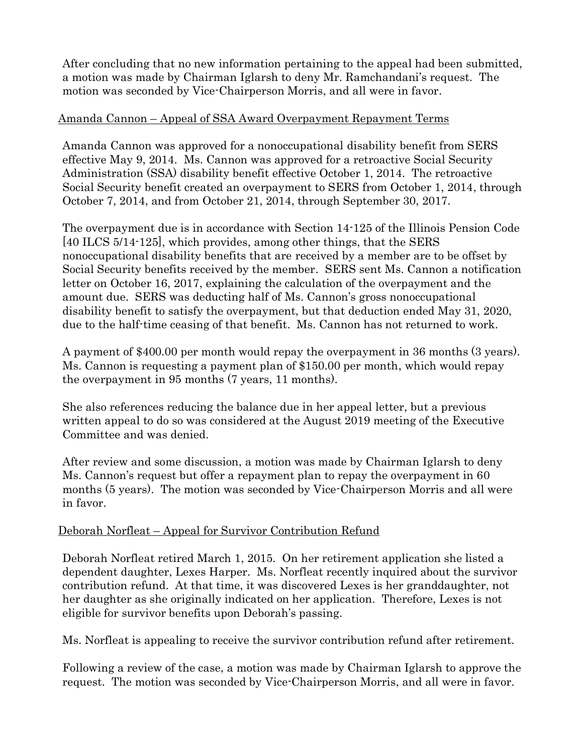After concluding that no new information pertaining to the appeal had been submitted, a motion was made by Chairman Iglarsh to deny Mr. Ramchandani's request. The motion was seconded by Vice-Chairperson Morris, and all were in favor.

Amanda Cannon – Appeal of SSA Award Overpayment Repayment Terms

Amanda Cannon was approved for a nonoccupational disability benefit from SERS effective May 9, 2014. Ms. Cannon was approved for a retroactive Social Security Administration (SSA) disability benefit effective October 1, 2014. The retroactive Social Security benefit created an overpayment to SERS from October 1, 2014, through October 7, 2014, and from October 21, 2014, through September 30, 2017.

The overpayment due is in accordance with Section 14-125 of the Illinois Pension Code [40 ILCS 5/14-125], which provides, among other things, that the SERS nonoccupational disability benefits that are received by a member are to be offset by Social Security benefits received by the member. SERS sent Ms. Cannon a notification letter on October 16, 2017, explaining the calculation of the overpayment and the amount due. SERS was deducting half of Ms. Cannon's gross nonoccupational disability benefit to satisfy the overpayment, but that deduction ended May 31, 2020, due to the half-time ceasing of that benefit. Ms. Cannon has not returned to work.

A payment of $400.00 per month would repay the overpayment in 36 months (3 years). Ms. Cannon is requesting a payment plan of $150.00 per month, which would repay the overpayment in 95 months (7 years, 11 months).

She also references reducing the balance due in her appeal letter, but a previous written appeal to do so was considered at the August 2019 meeting of the Executive Committee and was denied.

After review and some discussion, a motion was made by Chairman Iglarsh to deny Ms. Cannon's request but offer a repayment plan to repay the overpayment in 60 months (5 years). The motion was seconded by Vice-Chairperson Morris and all were in favor.

Deborah Norfleat – Appeal for Survivor Contribution Refund

Deborah Norfleat retired March 1, 2015. On her retirement application she listed a dependent daughter, Lexes Harper. Ms. Norfleat recently inquired about the survivor contribution refund. At that time, it was discovered Lexes is her granddaughter, not her daughter as she originally indicated on her application. Therefore, Lexes is not eligible for survivor benefits upon Deborah's passing.

Ms. Norfleat is appealing to receive the survivor contribution refund after retirement.

Following a review of the case, a motion was made by Chairman Iglarsh to approve the request. The motion was seconded by Vice-Chairperson Morris, and all were in favor.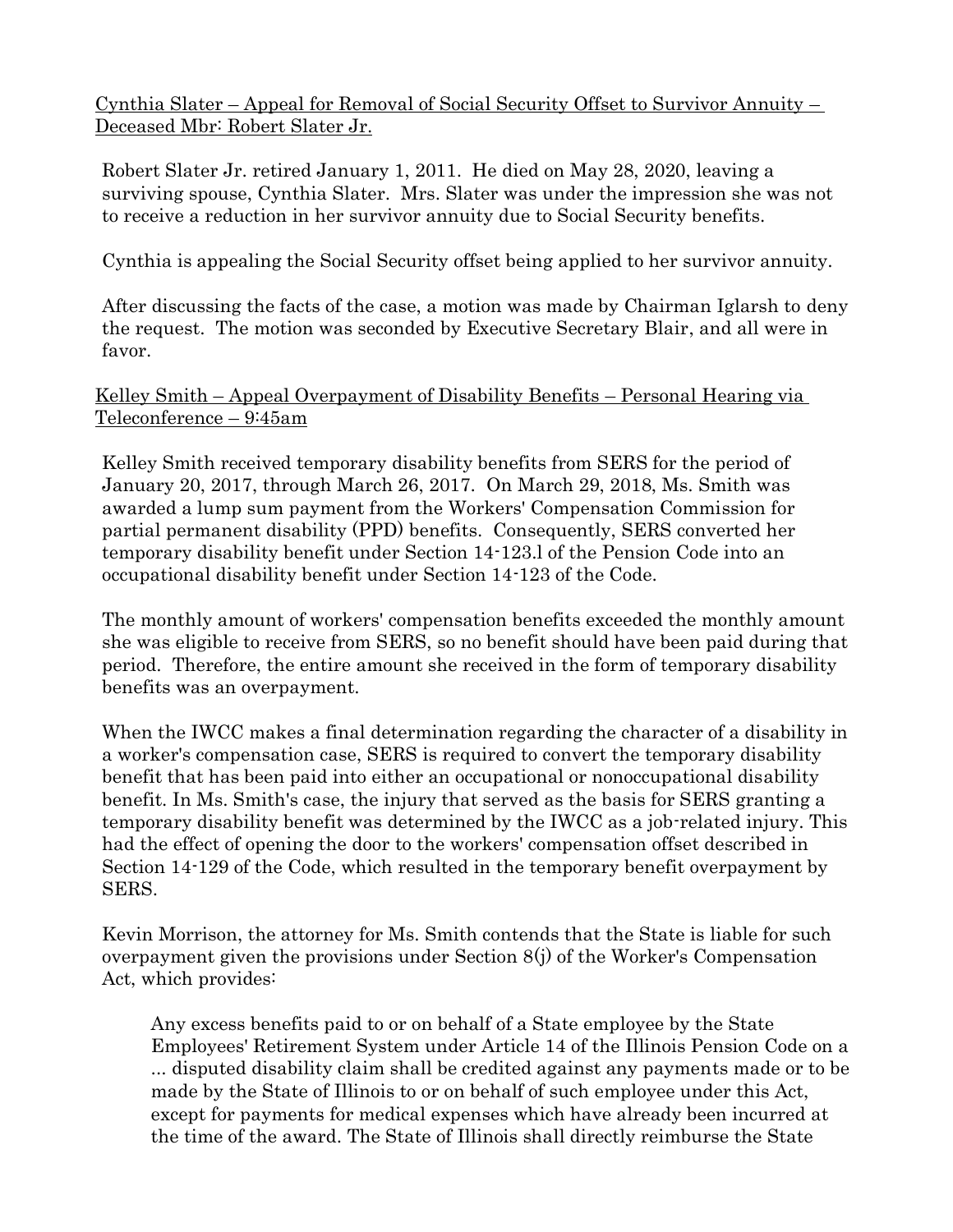Cynthia Slater – Appeal for Removal of Social Security Offset to Survivor Annuity – Deceased Mbr: Robert Slater Jr.

Robert Slater Jr. retired January 1, 2011. He died on May 28, 2020, leaving a surviving spouse, Cynthia Slater. Mrs. Slater was under the impression she was not to receive a reduction in her survivor annuity due to Social Security benefits.

Cynthia is appealing the Social Security offset being applied to her survivor annuity.

After discussing the facts of the case, a motion was made by Chairman Iglarsh to deny the request. The motion was seconded by Executive Secretary Blair, and all were in favor.

Kelley Smith – Appeal Overpayment of Disability Benefits – Personal Hearing via Teleconference – 9:45am

Kelley Smith received temporary disability benefits from SERS for the period of January 20, 2017, through March 26, 2017. On March 29, 2018, Ms. Smith was awarded a lump sum payment from the Workers' Compensation Commission for partial permanent disability (PPD) benefits. Consequently, SERS converted her temporary disability benefit under Section 14-123.l of the Pension Code into an occupational disability benefit under Section 14-123 of the Code.

The monthly amount of workers' compensation benefits exceeded the monthly amount she was eligible to receive from SERS, so no benefit should have been paid during that period. Therefore, the entire amount she received in the form of temporary disability benefits was an overpayment.

When the IWCC makes a final determination regarding the character of a disability in a worker's compensation case, SERS is required to convert the temporary disability benefit that has been paid into either an occupational or nonoccupational disability benefit. In Ms. Smith's case, the injury that served as the basis for SERS granting a temporary disability benefit was determined by the IWCC as a job-related injury. This had the effect of opening the door to the workers' compensation offset described in Section 14-129 of the Code, which resulted in the temporary benefit overpayment by SERS.

Kevin Morrison, the attorney for Ms. Smith contends that the State is liable for such overpayment given the provisions under Section 8(j) of the Worker's Compensation Act, which provides:

> Any excess benefits paid to or on behalf of a State employee by the State Employees' Retirement System under Article 14 of the Illinois Pension Code on a ... disputed disability claim shall be credited against any payments made or to be made by the State of Illinois to or on behalf of such employee under this Act, except for payments for medical expenses which have already been incurred at the time of the award. The State of Illinois shall directly reimburse the State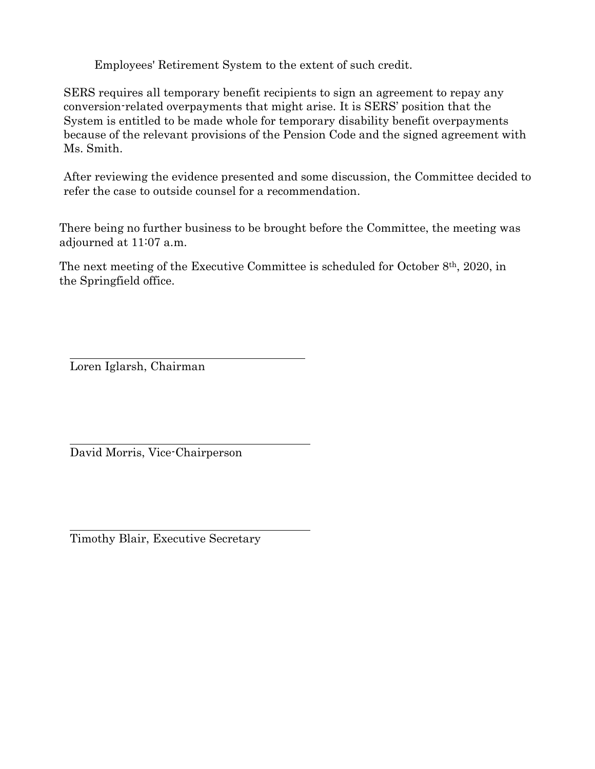Employees' Retirement System to the extent of such credit.

SERS requires all temporary benefit recipients to sign an agreement to repay any conversion-related overpayments that might arise. It is SERS' position that the System is entitled to be made whole for temporary disability benefit overpayments because of the relevant provisions of the Pension Code and the signed agreement with Ms. Smith.

After reviewing the evidence presented and some discussion, the Committee decided to refer the case to outside counsel for a recommendation.

There being no further business to be brought before the Committee, the meeting was adjourned at 11:07 a.m.

The next meeting of the Executive Committee is scheduled for October 8th, 2020, in the Springfield office.

______________________________________
Loren Iglarsh, Chairman

______________________________________
David Morris, Vice-Chairperson

______________________________________
Timothy Blair, Executive Secretary